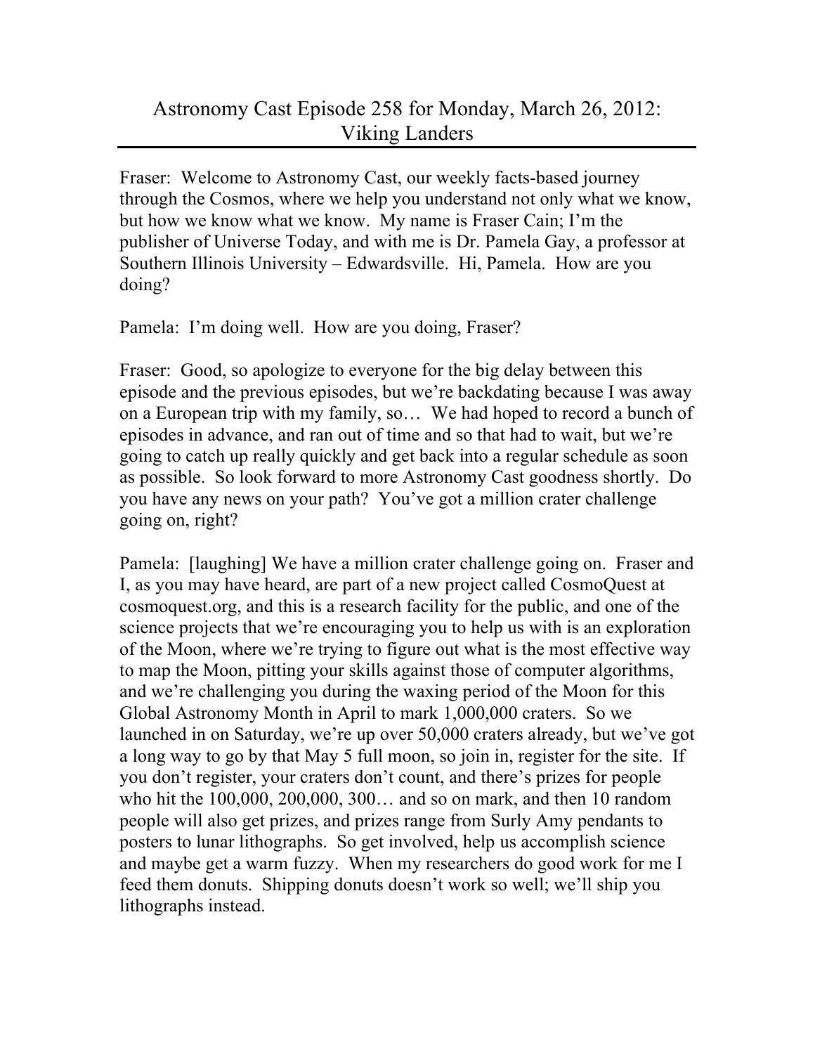# Astronomy Cast Episode 258 for Monday, March 26, 2012: Viking Landers

Fraser: Welcome to Astronomy Cast, our weekly facts-based journey through the Cosmos, where we help you understand not only what we know, but how we know what we know. My name is Fraser Cain; I'm the publisher of Universe Today, and with me is Dr. Pamela Gay, a professor at Southern Illinois University – Edwardsville. Hi, Pamela. How are you doing?

Pamela: I'm doing well. How are you doing, Fraser?

Fraser: Good, so apologize to everyone for the big delay between this episode and the previous episodes, but we're backdating because I was away on a European trip with my family, so… We had hoped to record a bunch of episodes in advance, and ran out of time and so that had to wait, but we're going to catch up really quickly and get back into a regular schedule as soon as possible. So look forward to more Astronomy Cast goodness shortly. Do you have any news on your path? You've got a million crater challenge going on, right?

Pamela: [laughing] We have a million crater challenge going on. Fraser and I, as you may have heard, are part of a new project called CosmoQuest at cosmoquest.org, and this is a research facility for the public, and one of the science projects that we're encouraging you to help us with is an exploration of the Moon, where we're trying to figure out what is the most effective way to map the Moon, pitting your skills against those of computer algorithms, and we're challenging you during the waxing period of the Moon for this Global Astronomy Month in April to mark 1,000,000 craters. So we launched in on Saturday, we're up over 50,000 craters already, but we've got a long way to go by that May 5 full moon, so join in, register for the site. If you don't register, your craters don't count, and there's prizes for people who hit the 100,000, 200,000, 300… and so on mark, and then 10 random people will also get prizes, and prizes range from Surly Amy pendants to posters to lunar lithographs. So get involved, help us accomplish science and maybe get a warm fuzzy. When my researchers do good work for me I feed them donuts. Shipping donuts doesn't work so well; we'll ship you lithographs instead.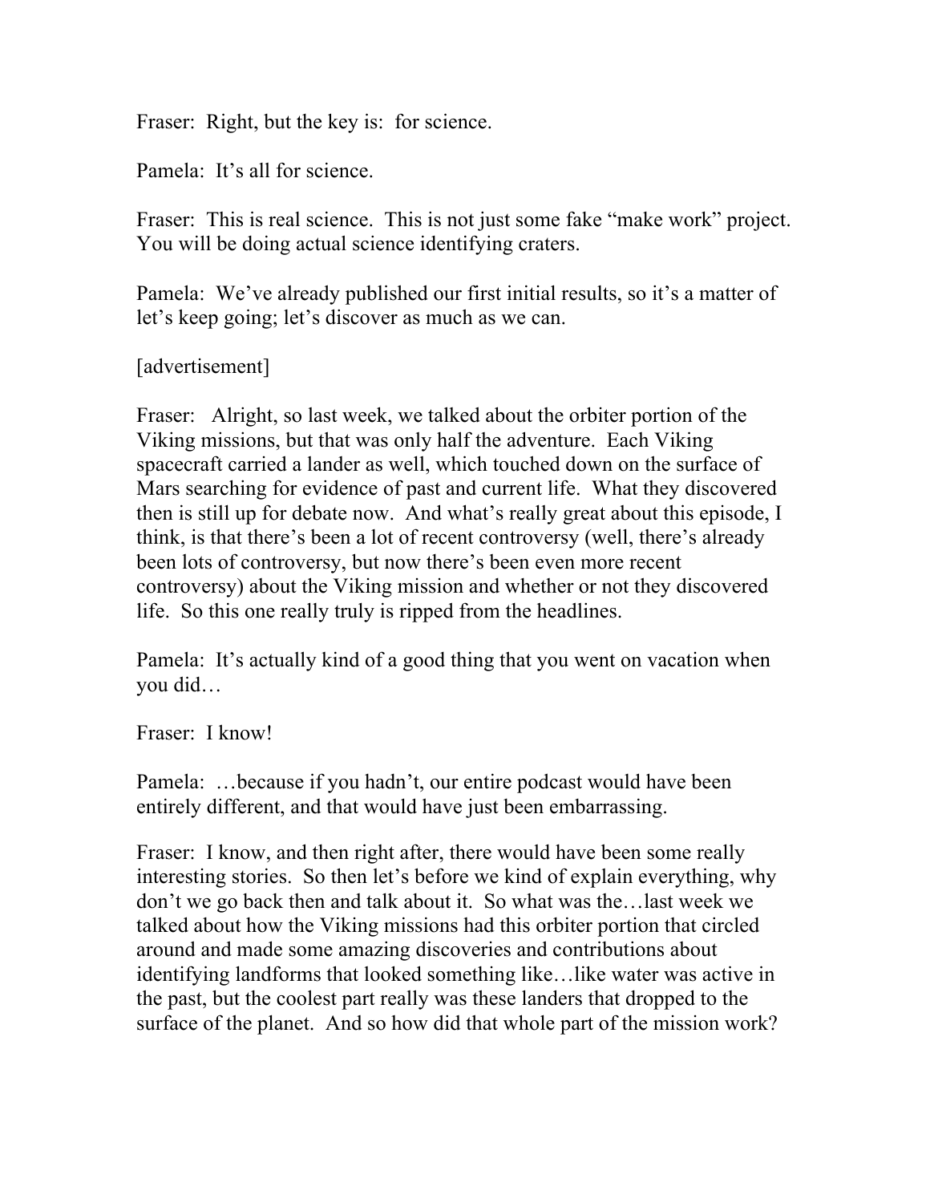Fraser: Right, but the key is: for science.

Pamela: It's all for science.

Fraser: This is real science. This is not just some fake "make work" project. You will be doing actual science identifying craters.

Pamela: We've already published our first initial results, so it's a matter of let's keep going; let's discover as much as we can.

[advertisement]

Fraser: Alright, so last week, we talked about the orbiter portion of the Viking missions, but that was only half the adventure. Each Viking spacecraft carried a lander as well, which touched down on the surface of Mars searching for evidence of past and current life. What they discovered then is still up for debate now. And what's really great about this episode, I think, is that there's been a lot of recent controversy (well, there's already been lots of controversy, but now there's been even more recent controversy) about the Viking mission and whether or not they discovered life. So this one really truly is ripped from the headlines.

Pamela: It's actually kind of a good thing that you went on vacation when you did…

Fraser: I know!

Pamela: …because if you hadn't, our entire podcast would have been entirely different, and that would have just been embarrassing.

Fraser: I know, and then right after, there would have been some really interesting stories. So then let's before we kind of explain everything, why don't we go back then and talk about it. So what was the…last week we talked about how the Viking missions had this orbiter portion that circled around and made some amazing discoveries and contributions about identifying landforms that looked something like…like water was active in the past, but the coolest part really was these landers that dropped to the surface of the planet. And so how did that whole part of the mission work?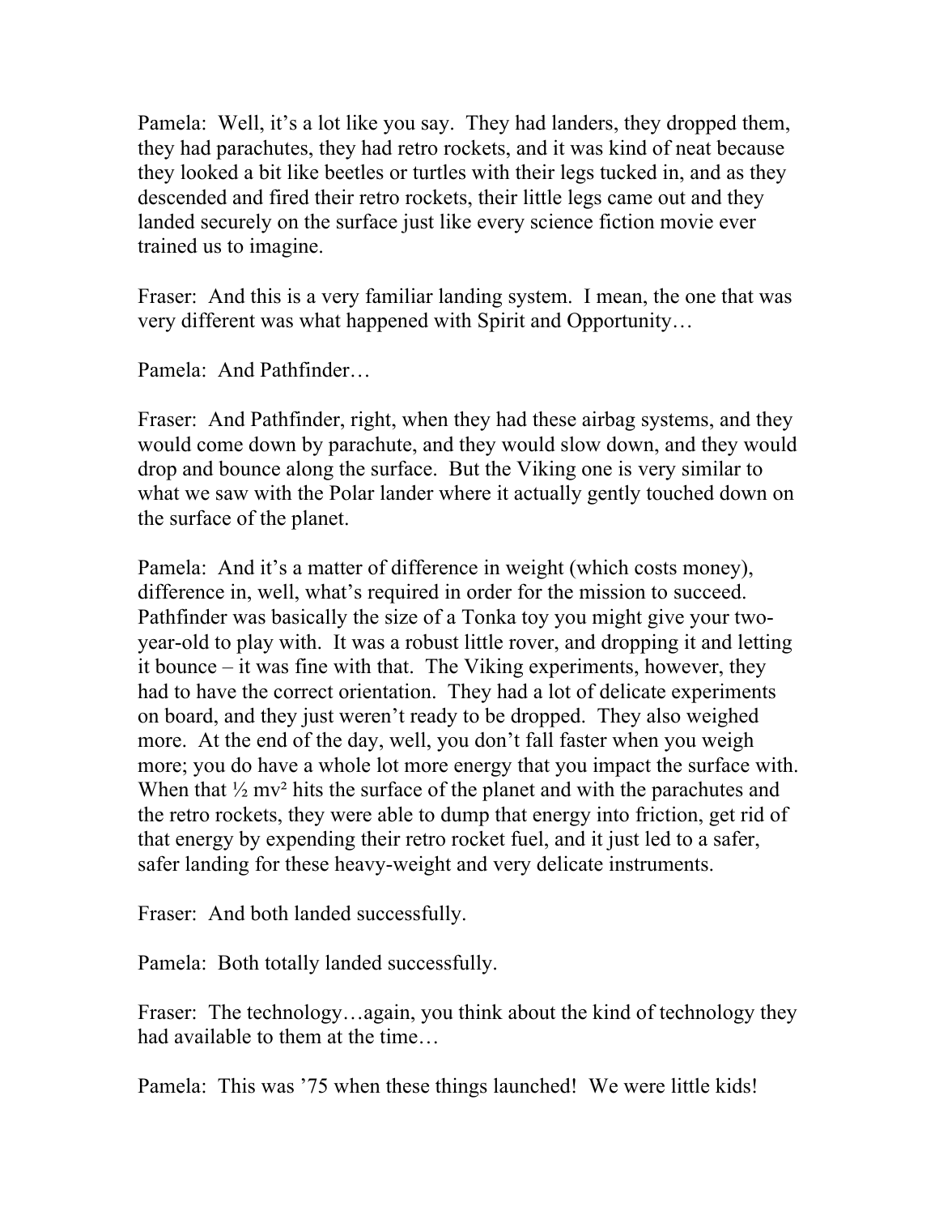Pamela: Well, it's a lot like you say. They had landers, they dropped them, they had parachutes, they had retro rockets, and it was kind of neat because they looked a bit like beetles or turtles with their legs tucked in, and as they descended and fired their retro rockets, their little legs came out and they landed securely on the surface just like every science fiction movie ever trained us to imagine.

Fraser: And this is a very familiar landing system. I mean, the one that was very different was what happened with Spirit and Opportunity…

Pamela: And Pathfinder…

Fraser: And Pathfinder, right, when they had these airbag systems, and they would come down by parachute, and they would slow down, and they would drop and bounce along the surface. But the Viking one is very similar to what we saw with the Polar lander where it actually gently touched down on the surface of the planet.

Pamela: And it's a matter of difference in weight (which costs money), difference in, well, what's required in order for the mission to succeed. Pathfinder was basically the size of a Tonka toy you might give your two-year-old to play with. It was a robust little rover, and dropping it and letting it bounce – it was fine with that. The Viking experiments, however, they had to have the correct orientation. They had a lot of delicate experiments on board, and they just weren't ready to be dropped. They also weighed more. At the end of the day, well, you don't fall faster when you weigh more; you do have a whole lot more energy that you impact the surface with. When that $\frac{1}{2} mv^2$ hits the surface of the planet and with the parachutes and the retro rockets, they were able to dump that energy into friction, get rid of that energy by expending their retro rocket fuel, and it just led to a safer, safer landing for these heavy-weight and very delicate instruments.

Fraser: And both landed successfully.

Pamela: Both totally landed successfully.

Fraser: The technology…again, you think about the kind of technology they had available to them at the time…

Pamela: This was '75 when these things launched! We were little kids!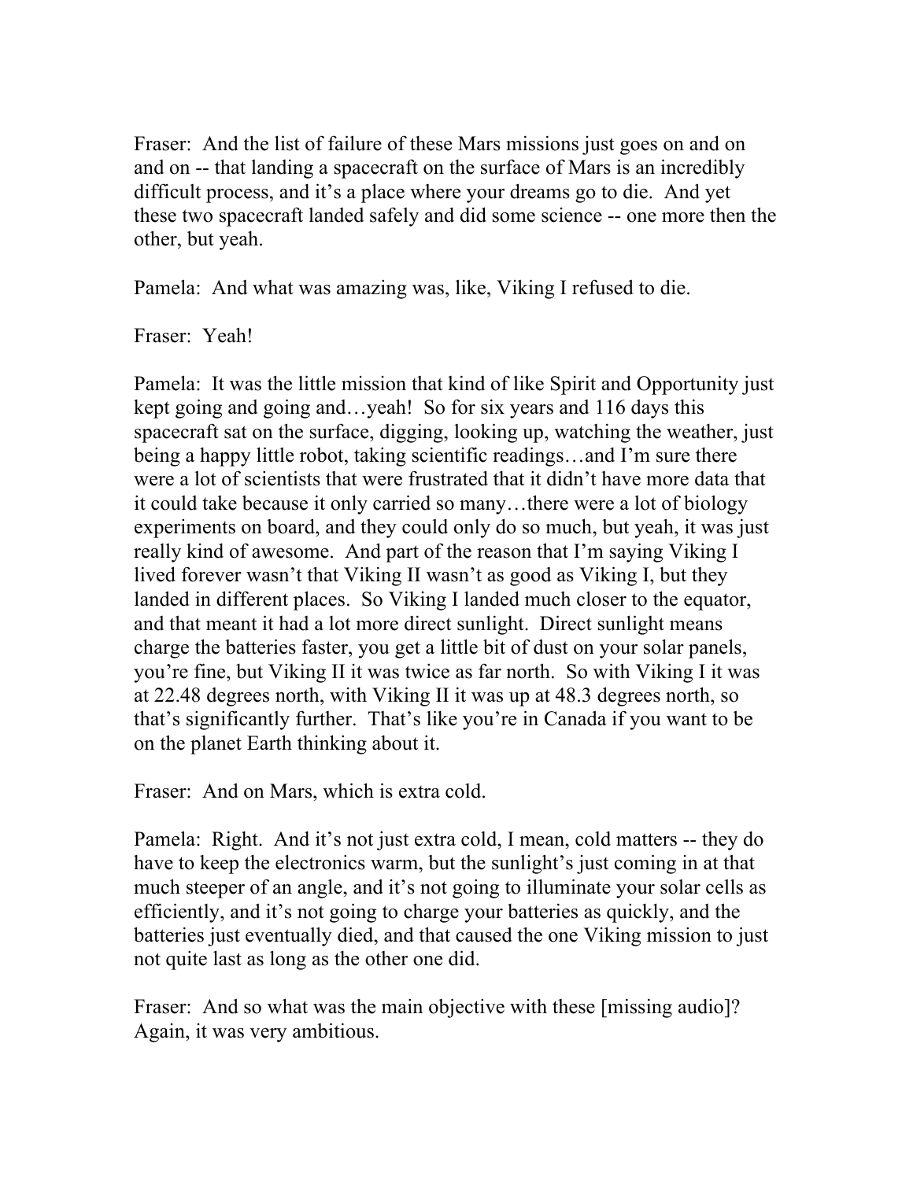Fraser: And the list of failure of these Mars missions just goes on and on and on -- that landing a spacecraft on the surface of Mars is an incredibly difficult process, and it's a place where your dreams go to die. And yet these two spacecraft landed safely and did some science -- one more then the other, but yeah.

Pamela: And what was amazing was, like, Viking I refused to die.

Fraser: Yeah!

Pamela: It was the little mission that kind of like Spirit and Opportunity just kept going and going and…yeah! So for six years and 116 days this spacecraft sat on the surface, digging, looking up, watching the weather, just being a happy little robot, taking scientific readings…and I'm sure there were a lot of scientists that were frustrated that it didn't have more data that it could take because it only carried so many…there were a lot of biology experiments on board, and they could only do so much, but yeah, it was just really kind of awesome. And part of the reason that I'm saying Viking I lived forever wasn't that Viking II wasn't as good as Viking I, but they landed in different places. So Viking I landed much closer to the equator, and that meant it had a lot more direct sunlight. Direct sunlight means charge the batteries faster, you get a little bit of dust on your solar panels, you're fine, but Viking II it was twice as far north. So with Viking I it was at 22.48 degrees north, with Viking II it was up at 48.3 degrees north, so that's significantly further. That's like you're in Canada if you want to be on the planet Earth thinking about it.

Fraser: And on Mars, which is extra cold.

Pamela: Right. And it's not just extra cold, I mean, cold matters -- they do have to keep the electronics warm, but the sunlight's just coming in at that much steeper of an angle, and it's not going to illuminate your solar cells as efficiently, and it's not going to charge your batteries as quickly, and the batteries just eventually died, and that caused the one Viking mission to just not quite last as long as the other one did.

Fraser: And so what was the main objective with these [missing audio]? Again, it was very ambitious.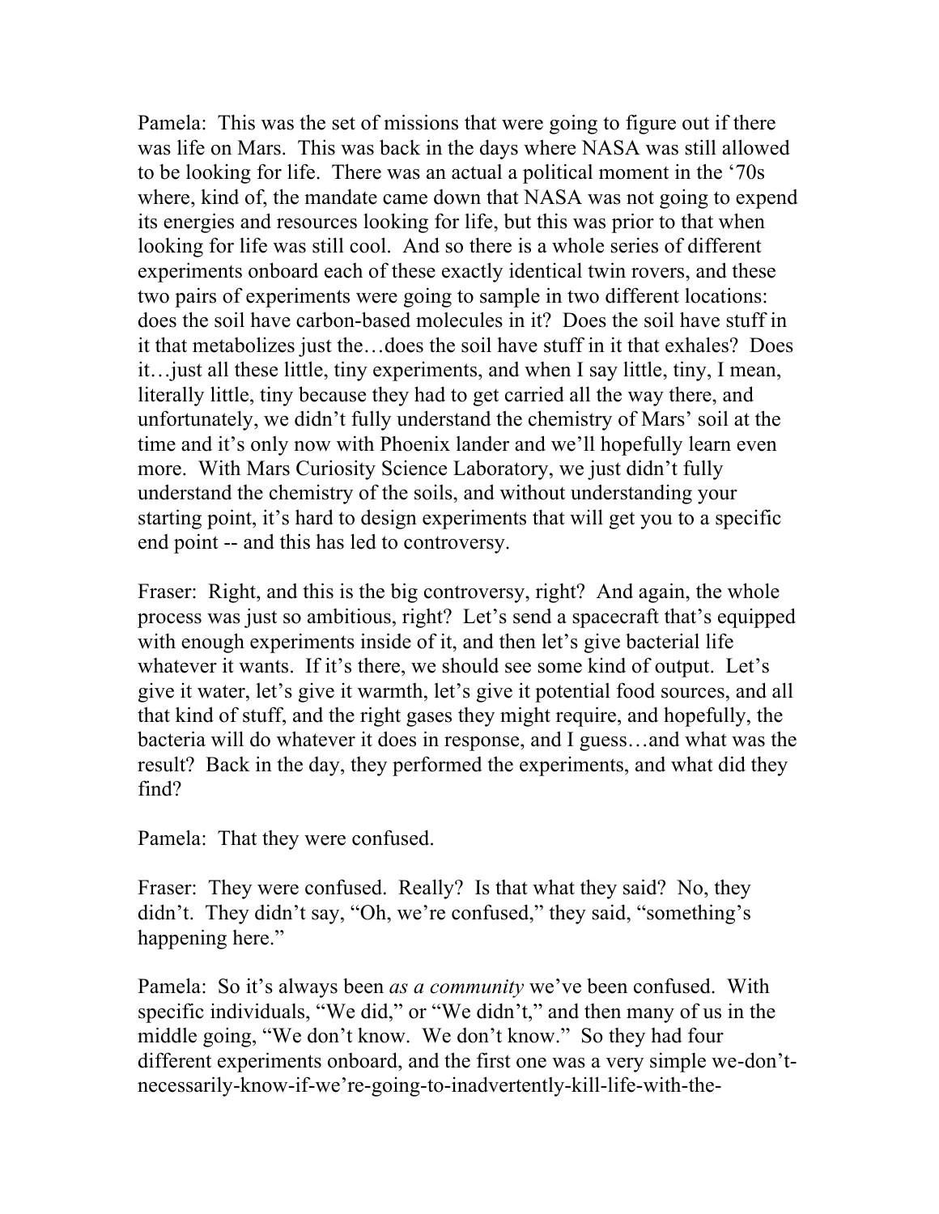Pamela: This was the set of missions that were going to figure out if there was life on Mars. This was back in the days where NASA was still allowed to be looking for life. There was an actual a political moment in the '70s where, kind of, the mandate came down that NASA was not going to expend its energies and resources looking for life, but this was prior to that when looking for life was still cool. And so there is a whole series of different experiments onboard each of these exactly identical twin rovers, and these two pairs of experiments were going to sample in two different locations: does the soil have carbon-based molecules in it? Does the soil have stuff in it that metabolizes just the…does the soil have stuff in it that exhales? Does it…just all these little, tiny experiments, and when I say little, tiny, I mean, literally little, tiny because they had to get carried all the way there, and unfortunately, we didn't fully understand the chemistry of Mars' soil at the time and it's only now with Phoenix lander and we'll hopefully learn even more. With Mars Curiosity Science Laboratory, we just didn't fully understand the chemistry of the soils, and without understanding your starting point, it's hard to design experiments that will get you to a specific end point -- and this has led to controversy.

Fraser: Right, and this is the big controversy, right? And again, the whole process was just so ambitious, right? Let's send a spacecraft that's equipped with enough experiments inside of it, and then let's give bacterial life whatever it wants. If it's there, we should see some kind of output. Let's give it water, let's give it warmth, let's give it potential food sources, and all that kind of stuff, and the right gases they might require, and hopefully, the bacteria will do whatever it does in response, and I guess…and what was the result? Back in the day, they performed the experiments, and what did they find?

Pamela: That they were confused.

Fraser: They were confused. Really? Is that what they said? No, they didn't. They didn't say, "Oh, we're confused," they said, "something's happening here."

Pamela: So it's always been *as a community* we've been confused. With specific individuals, "We did," or "We didn't," and then many of us in the middle going, "We don't know. We don't know." So they had four different experiments onboard, and the first one was a very simple we-don't-necessarily-know-if-we're-going-to-inadvertently-kill-life-with-the-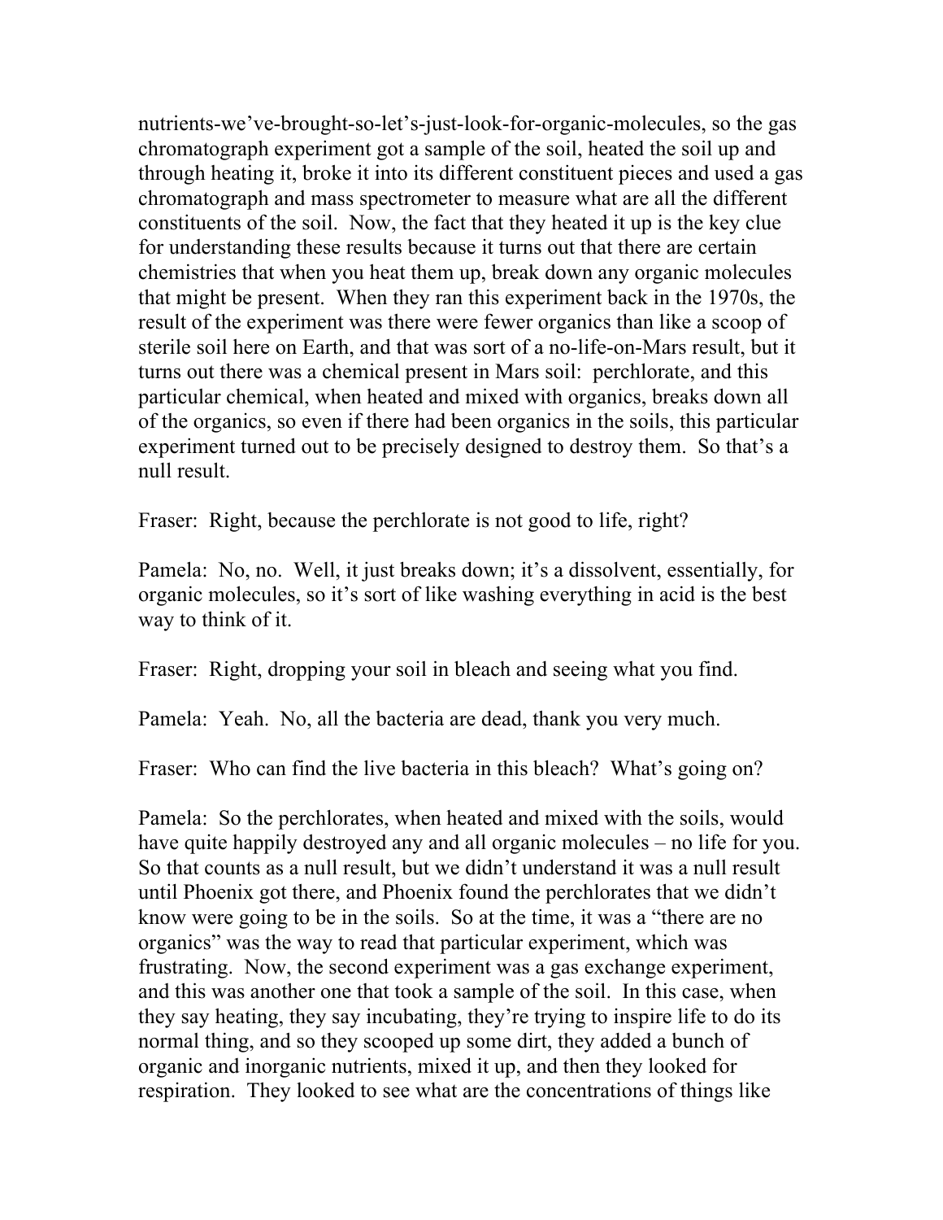nutrients-we've-brought-so-let's-just-look-for-organic-molecules, so the gas chromatograph experiment got a sample of the soil, heated the soil up and through heating it, broke it into its different constituent pieces and used a gas chromatograph and mass spectrometer to measure what are all the different constituents of the soil. Now, the fact that they heated it up is the key clue for understanding these results because it turns out that there are certain chemistries that when you heat them up, break down any organic molecules that might be present. When they ran this experiment back in the 1970s, the result of the experiment was there were fewer organics than like a scoop of sterile soil here on Earth, and that was sort of a no-life-on-Mars result, but it turns out there was a chemical present in Mars soil: perchlorate, and this particular chemical, when heated and mixed with organics, breaks down all of the organics, so even if there had been organics in the soils, this particular experiment turned out to be precisely designed to destroy them. So that's a null result.

Fraser: Right, because the perchlorate is not good to life, right?

Pamela: No, no. Well, it just breaks down; it's a dissolvent, essentially, for organic molecules, so it's sort of like washing everything in acid is the best way to think of it.

Fraser: Right, dropping your soil in bleach and seeing what you find.

Pamela: Yeah. No, all the bacteria are dead, thank you very much.

Fraser: Who can find the live bacteria in this bleach? What's going on?

Pamela: So the perchlorates, when heated and mixed with the soils, would have quite happily destroyed any and all organic molecules – no life for you. So that counts as a null result, but we didn't understand it was a null result until Phoenix got there, and Phoenix found the perchlorates that we didn't know were going to be in the soils. So at the time, it was a "there are no organics" was the way to read that particular experiment, which was frustrating. Now, the second experiment was a gas exchange experiment, and this was another one that took a sample of the soil. In this case, when they say heating, they say incubating, they're trying to inspire life to do its normal thing, and so they scooped up some dirt, they added a bunch of organic and inorganic nutrients, mixed it up, and then they looked for respiration. They looked to see what are the concentrations of things like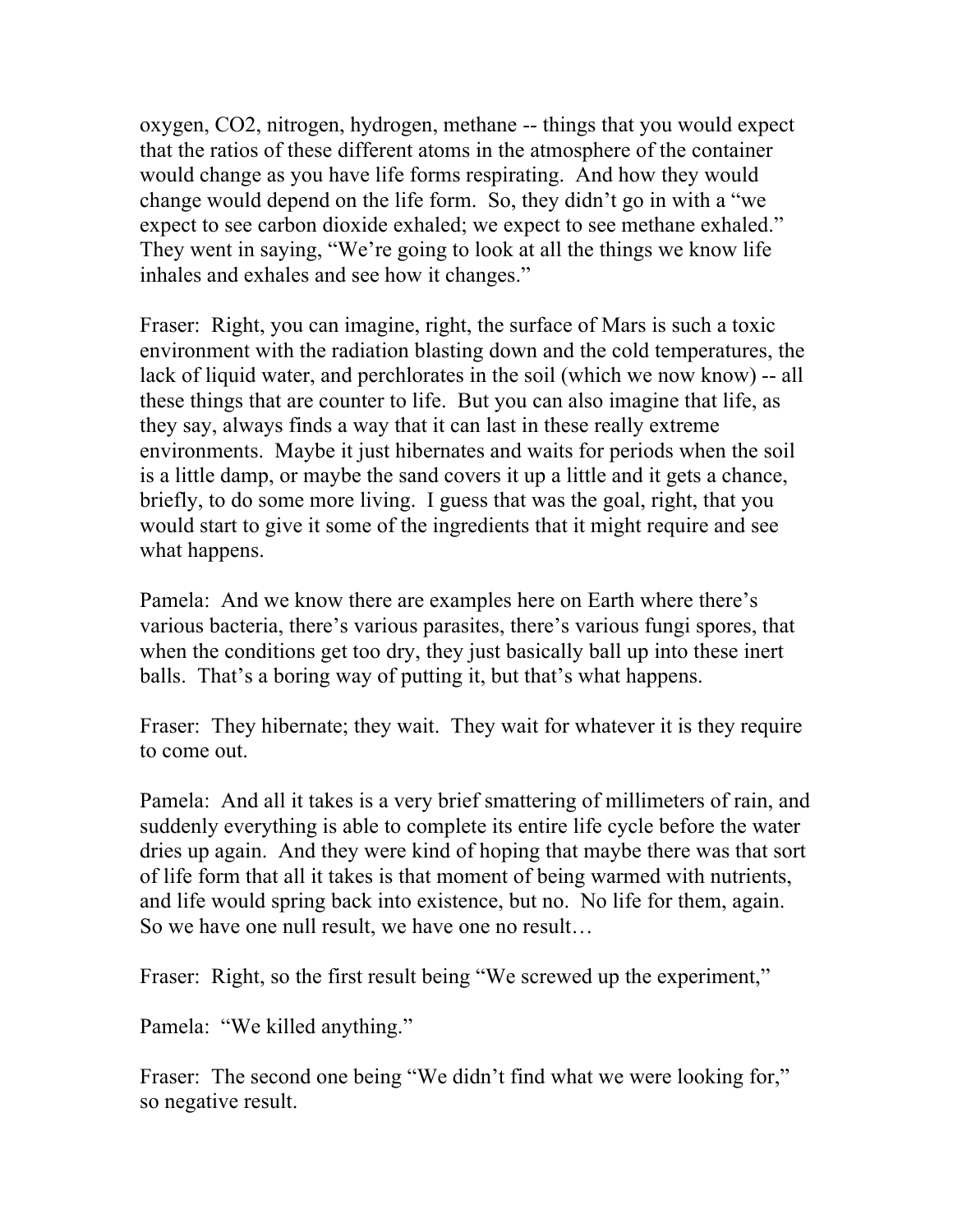oxygen, $CO_2$, nitrogen, hydrogen, methane -- things that you would expect that the ratios of these different atoms in the atmosphere of the container would change as you have life forms respirating. And how they would change would depend on the life form. So, they didn't go in with a "we expect to see carbon dioxide exhaled; we expect to see methane exhaled." They went in saying, "We're going to look at all the things we know life inhales and exhales and see how it changes."

Fraser: Right, you can imagine, right, the surface of Mars is such a toxic environment with the radiation blasting down and the cold temperatures, the lack of liquid water, and perchlorates in the soil (which we now know) -- all these things that are counter to life. But you can also imagine that life, as they say, always finds a way that it can last in these really extreme environments. Maybe it just hibernates and waits for periods when the soil is a little damp, or maybe the sand covers it up a little and it gets a chance, briefly, to do some more living. I guess that was the goal, right, that you would start to give it some of the ingredients that it might require and see what happens.

Pamela: And we know there are examples here on Earth where there's various bacteria, there's various parasites, there's various fungi spores, that when the conditions get too dry, they just basically ball up into these inert balls. That's a boring way of putting it, but that's what happens.

Fraser: They hibernate; they wait. They wait for whatever it is they require to come out.

Pamela: And all it takes is a very brief smattering of millimeters of rain, and suddenly everything is able to complete its entire life cycle before the water dries up again. And they were kind of hoping that maybe there was that sort of life form that all it takes is that moment of being warmed with nutrients, and life would spring back into existence, but no. No life for them, again. So we have one null result, we have one no result…

Fraser: Right, so the first result being "We screwed up the experiment,"

Pamela: "We killed anything."

Fraser: The second one being "We didn't find what we were looking for," so negative result.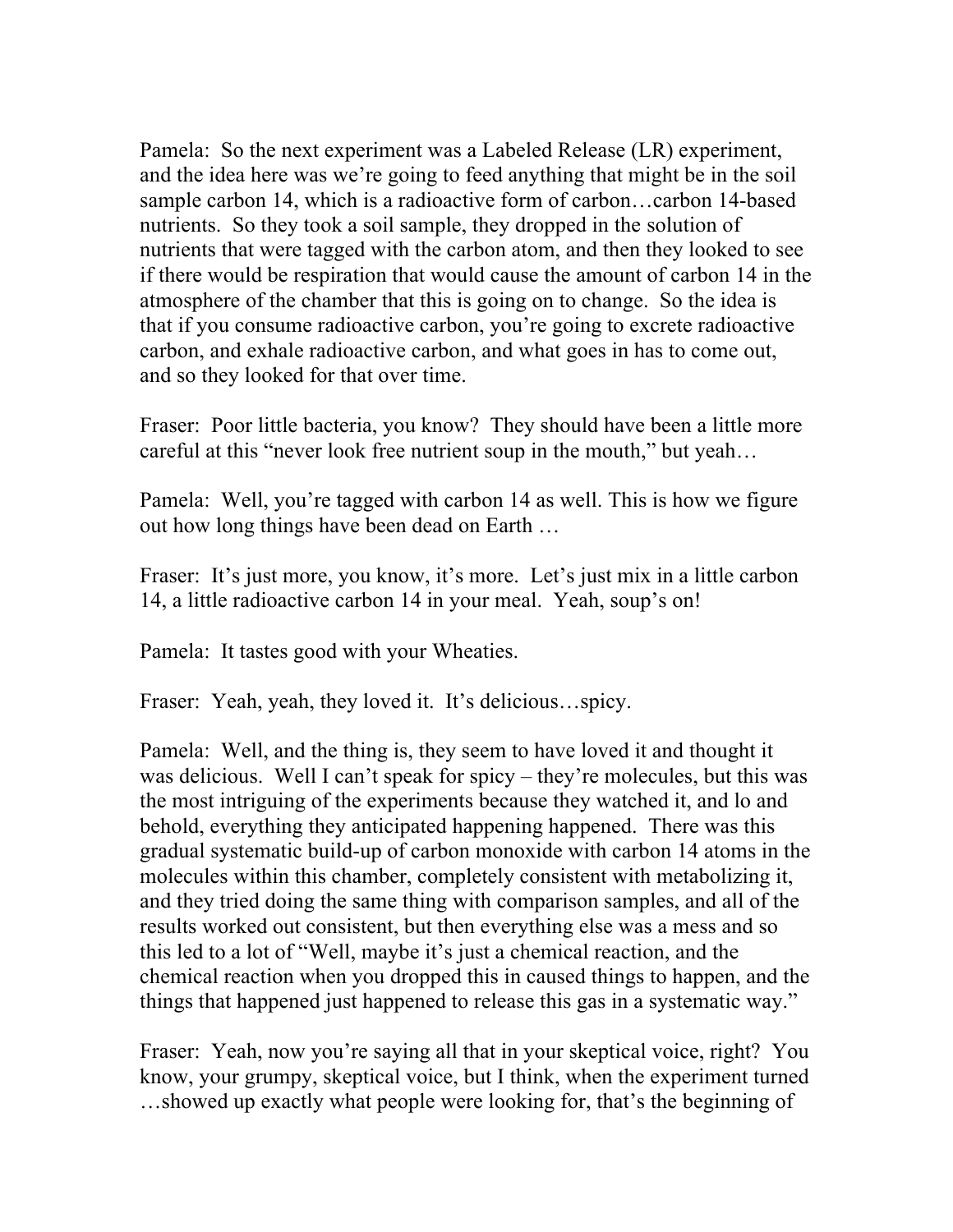Pamela: So the next experiment was a Labeled Release (LR) experiment, and the idea here was we're going to feed anything that might be in the soil sample carbon 14, which is a radioactive form of carbon…carbon 14-based nutrients. So they took a soil sample, they dropped in the solution of nutrients that were tagged with the carbon atom, and then they looked to see if there would be respiration that would cause the amount of carbon 14 in the atmosphere of the chamber that this is going on to change. So the idea is that if you consume radioactive carbon, you're going to excrete radioactive carbon, and exhale radioactive carbon, and what goes in has to come out, and so they looked for that over time.

Fraser: Poor little bacteria, you know? They should have been a little more careful at this "never look free nutrient soup in the mouth," but yeah…

Pamela: Well, you're tagged with carbon 14 as well. This is how we figure out how long things have been dead on Earth …

Fraser: It's just more, you know, it's more. Let's just mix in a little carbon 14, a little radioactive carbon 14 in your meal. Yeah, soup's on!

Pamela: It tastes good with your Wheaties.

Fraser: Yeah, yeah, they loved it. It's delicious…spicy.

Pamela: Well, and the thing is, they seem to have loved it and thought it was delicious. Well I can't speak for spicy – they're molecules, but this was the most intriguing of the experiments because they watched it, and lo and behold, everything they anticipated happening happened. There was this gradual systematic build-up of carbon monoxide with carbon 14 atoms in the molecules within this chamber, completely consistent with metabolizing it, and they tried doing the same thing with comparison samples, and all of the results worked out consistent, but then everything else was a mess and so this led to a lot of "Well, maybe it's just a chemical reaction, and the chemical reaction when you dropped this in caused things to happen, and the things that happened just happened to release this gas in a systematic way."

Fraser: Yeah, now you're saying all that in your skeptical voice, right? You know, your grumpy, skeptical voice, but I think, when the experiment turned …showed up exactly what people were looking for, that's the beginning of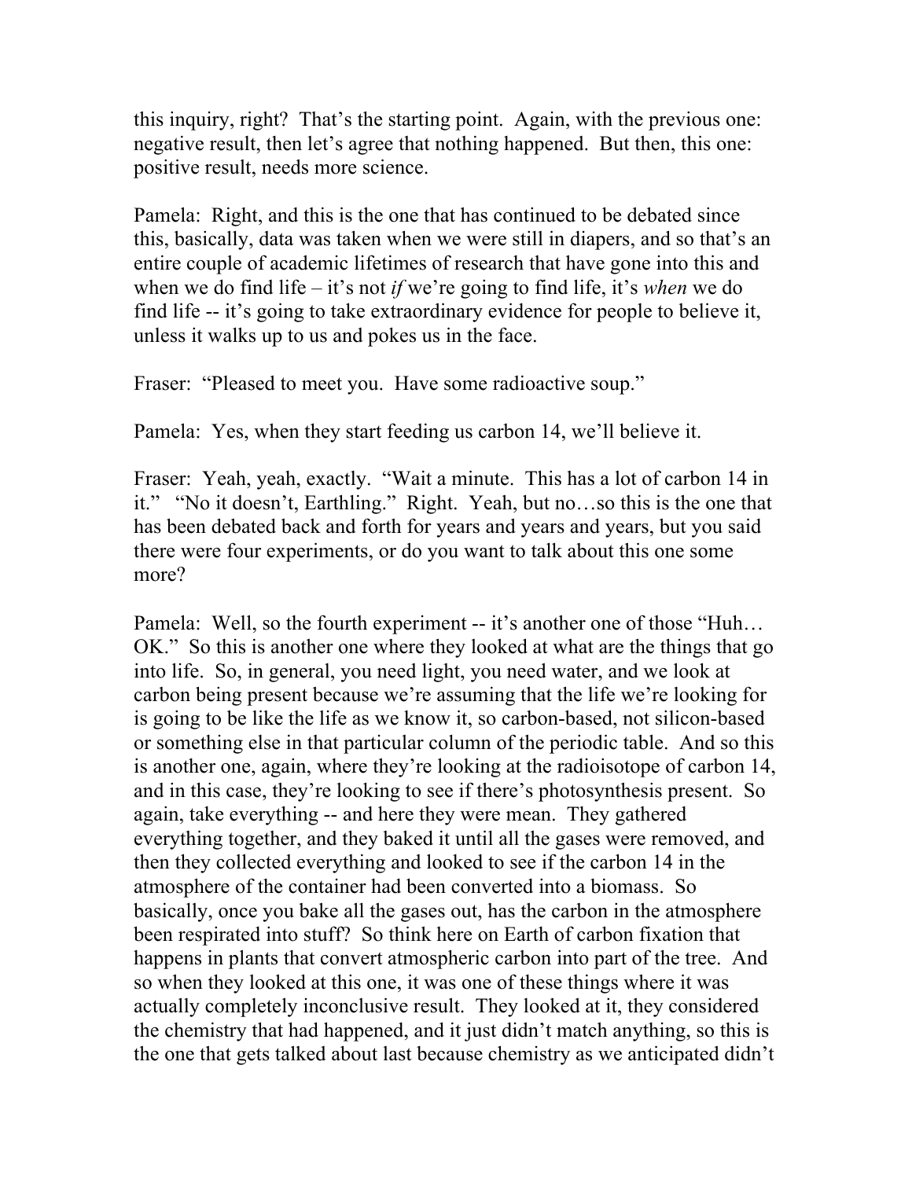this inquiry, right? That's the starting point. Again, with the previous one: negative result, then let's agree that nothing happened. But then, this one: positive result, needs more science.

Pamela: Right, and this is the one that has continued to be debated since this, basically, data was taken when we were still in diapers, and so that's an entire couple of academic lifetimes of research that have gone into this and when we do find life – it's not *if* we're going to find life, it's *when* we do find life -- it's going to take extraordinary evidence for people to believe it, unless it walks up to us and pokes us in the face.

Fraser: "Pleased to meet you. Have some radioactive soup."

Pamela: Yes, when they start feeding us carbon 14, we'll believe it.

Fraser: Yeah, yeah, exactly. "Wait a minute. This has a lot of carbon 14 in it." "No it doesn't, Earthling." Right. Yeah, but no…so this is the one that has been debated back and forth for years and years and years, but you said there were four experiments, or do you want to talk about this one some more?

Pamela: Well, so the fourth experiment -- it's another one of those "Huh… OK." So this is another one where they looked at what are the things that go into life. So, in general, you need light, you need water, and we look at carbon being present because we're assuming that the life we're looking for is going to be like the life as we know it, so carbon-based, not silicon-based or something else in that particular column of the periodic table. And so this is another one, again, where they're looking at the radioisotope of carbon 14, and in this case, they're looking to see if there's photosynthesis present. So again, take everything -- and here they were mean. They gathered everything together, and they baked it until all the gases were removed, and then they collected everything and looked to see if the carbon 14 in the atmosphere of the container had been converted into a biomass. So basically, once you bake all the gases out, has the carbon in the atmosphere been respirated into stuff? So think here on Earth of carbon fixation that happens in plants that convert atmospheric carbon into part of the tree. And so when they looked at this one, it was one of these things where it was actually completely inconclusive result. They looked at it, they considered the chemistry that had happened, and it just didn't match anything, so this is the one that gets talked about last because chemistry as we anticipated didn't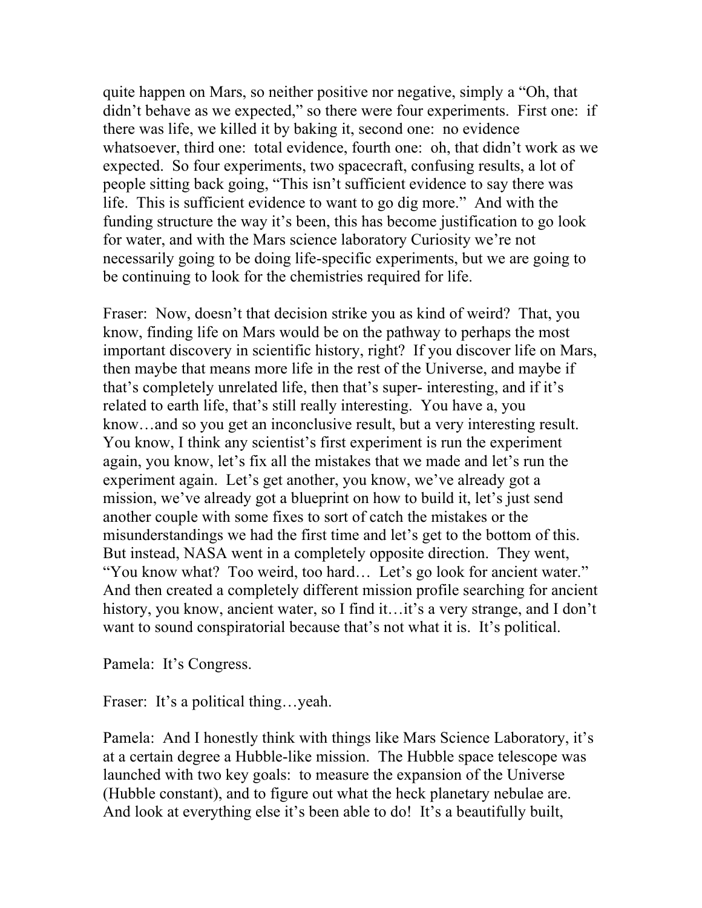quite happen on Mars, so neither positive nor negative, simply a "Oh, that didn't behave as we expected," so there were four experiments. First one: if there was life, we killed it by baking it, second one: no evidence whatsoever, third one: total evidence, fourth one: oh, that didn't work as we expected. So four experiments, two spacecraft, confusing results, a lot of people sitting back going, "This isn't sufficient evidence to say there was life. This is sufficient evidence to want to go dig more." And with the funding structure the way it's been, this has become justification to go look for water, and with the Mars science laboratory Curiosity we're not necessarily going to be doing life-specific experiments, but we are going to be continuing to look for the chemistries required for life.

Fraser: Now, doesn't that decision strike you as kind of weird? That, you know, finding life on Mars would be on the pathway to perhaps the most important discovery in scientific history, right? If you discover life on Mars, then maybe that means more life in the rest of the Universe, and maybe if that's completely unrelated life, then that's super- interesting, and if it's related to earth life, that's still really interesting. You have a, you know…and so you get an inconclusive result, but a very interesting result. You know, I think any scientist's first experiment is run the experiment again, you know, let's fix all the mistakes that we made and let's run the experiment again. Let's get another, you know, we've already got a mission, we've already got a blueprint on how to build it, let's just send another couple with some fixes to sort of catch the mistakes or the misunderstandings we had the first time and let's get to the bottom of this. But instead, NASA went in a completely opposite direction. They went, "You know what? Too weird, too hard… Let's go look for ancient water." And then created a completely different mission profile searching for ancient history, you know, ancient water, so I find it…it's a very strange, and I don't want to sound conspiratorial because that's not what it is. It's political.

Pamela: It's Congress.

Fraser: It's a political thing…yeah.

Pamela: And I honestly think with things like Mars Science Laboratory, it's at a certain degree a Hubble-like mission. The Hubble space telescope was launched with two key goals: to measure the expansion of the Universe (Hubble constant), and to figure out what the heck planetary nebulae are. And look at everything else it's been able to do! It's a beautifully built,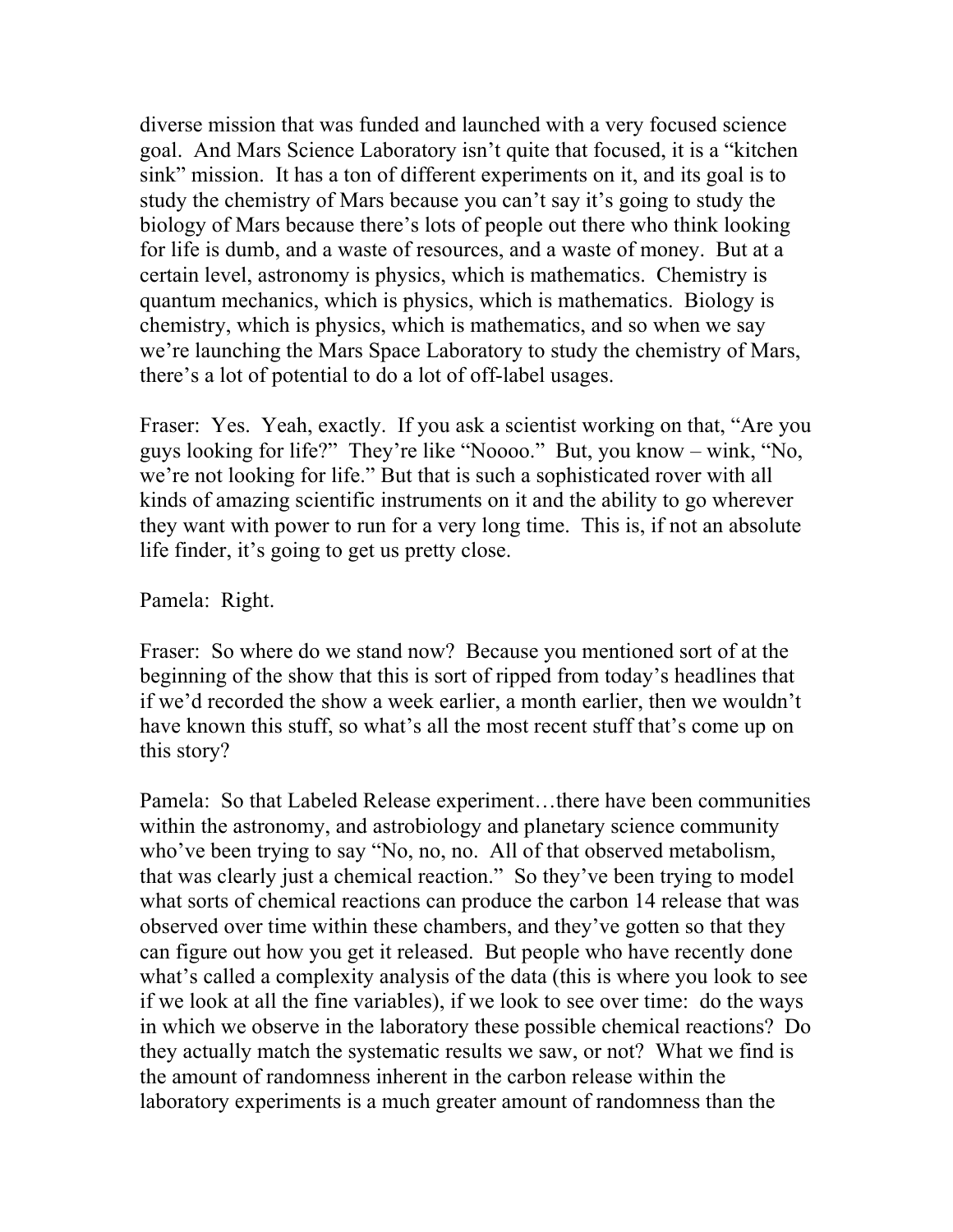diverse mission that was funded and launched with a very focused science goal. And Mars Science Laboratory isn't quite that focused, it is a "kitchen sink" mission. It has a ton of different experiments on it, and its goal is to study the chemistry of Mars because you can't say it's going to study the biology of Mars because there's lots of people out there who think looking for life is dumb, and a waste of resources, and a waste of money. But at a certain level, astronomy is physics, which is mathematics. Chemistry is quantum mechanics, which is physics, which is mathematics. Biology is chemistry, which is physics, which is mathematics, and so when we say we're launching the Mars Space Laboratory to study the chemistry of Mars, there's a lot of potential to do a lot of off-label usages.

Fraser: Yes. Yeah, exactly. If you ask a scientist working on that, "Are you guys looking for life?" They're like "Noooo." But, you know – wink, "No, we're not looking for life." But that is such a sophisticated rover with all kinds of amazing scientific instruments on it and the ability to go wherever they want with power to run for a very long time. This is, if not an absolute life finder, it's going to get us pretty close.

Pamela: Right.

Fraser: So where do we stand now? Because you mentioned sort of at the beginning of the show that this is sort of ripped from today's headlines that if we'd recorded the show a week earlier, a month earlier, then we wouldn't have known this stuff, so what's all the most recent stuff that's come up on this story?

Pamela: So that Labeled Release experiment…there have been communities within the astronomy, and astrobiology and planetary science community who've been trying to say "No, no, no. All of that observed metabolism, that was clearly just a chemical reaction." So they've been trying to model what sorts of chemical reactions can produce the carbon 14 release that was observed over time within these chambers, and they've gotten so that they can figure out how you get it released. But people who have recently done what's called a complexity analysis of the data (this is where you look to see if we look at all the fine variables), if we look to see over time: do the ways in which we observe in the laboratory these possible chemical reactions? Do they actually match the systematic results we saw, or not? What we find is the amount of randomness inherent in the carbon release within the laboratory experiments is a much greater amount of randomness than the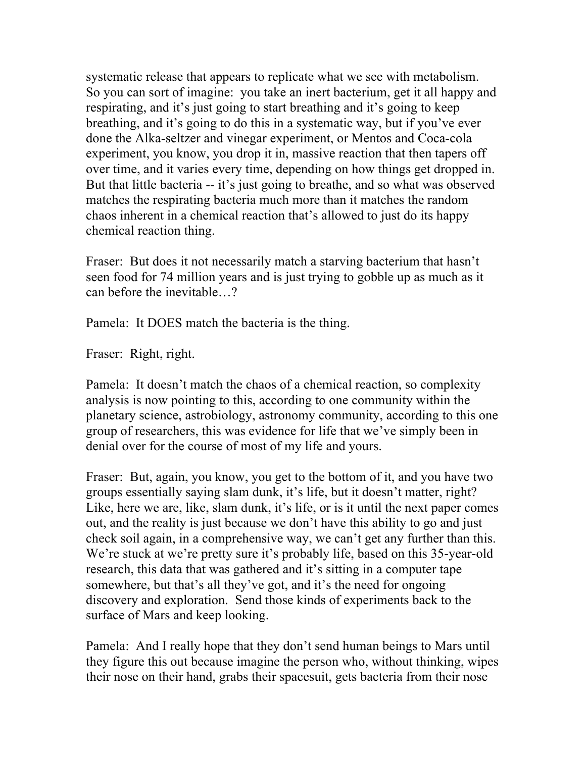systematic release that appears to replicate what we see with metabolism. So you can sort of imagine: you take an inert bacterium, get it all happy and respirating, and it's just going to start breathing and it's going to keep breathing, and it's going to do this in a systematic way, but if you've ever done the Alka-seltzer and vinegar experiment, or Mentos and Coca-cola experiment, you know, you drop it in, massive reaction that then tapers off over time, and it varies every time, depending on how things get dropped in. But that little bacteria -- it's just going to breathe, and so what was observed matches the respirating bacteria much more than it matches the random chaos inherent in a chemical reaction that's allowed to just do its happy chemical reaction thing.

Fraser: But does it not necessarily match a starving bacterium that hasn't seen food for 74 million years and is just trying to gobble up as much as it can before the inevitable…?

Pamela: It DOES match the bacteria is the thing.

Fraser: Right, right.

Pamela: It doesn't match the chaos of a chemical reaction, so complexity analysis is now pointing to this, according to one community within the planetary science, astrobiology, astronomy community, according to this one group of researchers, this was evidence for life that we've simply been in denial over for the course of most of my life and yours.

Fraser: But, again, you know, you get to the bottom of it, and you have two groups essentially saying slam dunk, it's life, but it doesn't matter, right? Like, here we are, like, slam dunk, it's life, or is it until the next paper comes out, and the reality is just because we don't have this ability to go and just check soil again, in a comprehensive way, we can't get any further than this. We're stuck at we're pretty sure it's probably life, based on this 35-year-old research, this data that was gathered and it's sitting in a computer tape somewhere, but that's all they've got, and it's the need for ongoing discovery and exploration. Send those kinds of experiments back to the surface of Mars and keep looking.

Pamela: And I really hope that they don't send human beings to Mars until they figure this out because imagine the person who, without thinking, wipes their nose on their hand, grabs their spacesuit, gets bacteria from their nose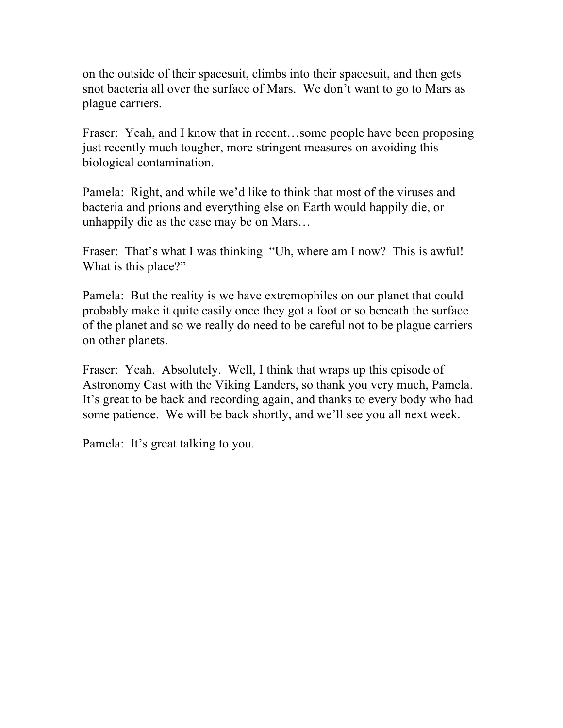on the outside of their spacesuit, climbs into their spacesuit, and then gets snot bacteria all over the surface of Mars. We don't want to go to Mars as plague carriers.

Fraser: Yeah, and I know that in recent…some people have been proposing just recently much tougher, more stringent measures on avoiding this biological contamination.

Pamela: Right, and while we'd like to think that most of the viruses and bacteria and prions and everything else on Earth would happily die, or unhappily die as the case may be on Mars…

Fraser: That's what I was thinking "Uh, where am I now? This is awful! What is this place?"

Pamela: But the reality is we have extremophiles on our planet that could probably make it quite easily once they got a foot or so beneath the surface of the planet and so we really do need to be careful not to be plague carriers on other planets.

Fraser: Yeah. Absolutely. Well, I think that wraps up this episode of Astronomy Cast with the Viking Landers, so thank you very much, Pamela. It's great to be back and recording again, and thanks to every body who had some patience. We will be back shortly, and we'll see you all next week.

Pamela: It's great talking to you.